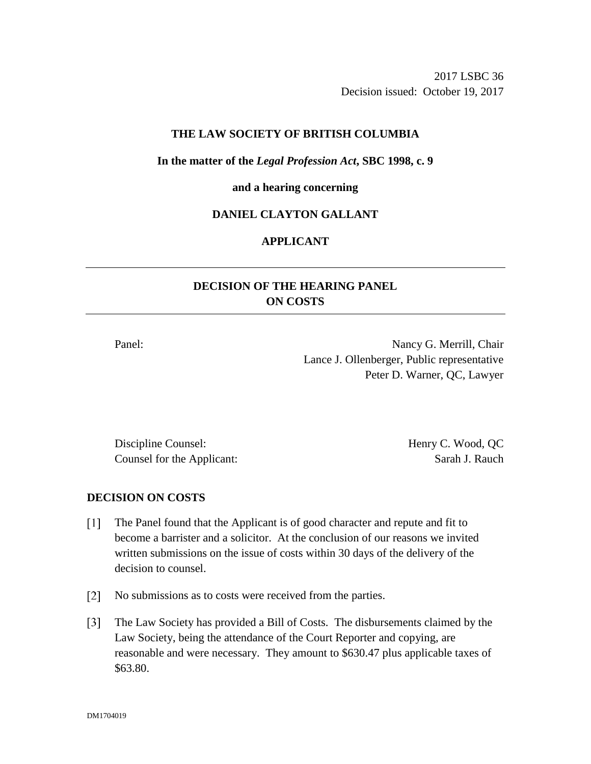2017 LSBC 36
Decision issued: October 19, 2017

**THE LAW SOCIETY OF BRITISH COLUMBIA**

**In the matter of the *Legal Profession Act*, SBC 1998, c. 9**

**and a hearing concerning**

**DANIEL CLAYTON GALLANT**

**APPLICANT**

---

## DECISION OF THE HEARING PANEL ON COSTS

---

Panel: Nancy G. Merrill, Chair
Lance J. Ollenberger, Public representative
Peter D. Warner, QC, Lawyer

Discipline Counsel: Henry C. Wood, QC
Counsel for the Applicant: Sarah J. Rauch

### DECISION ON COSTS

[1] The Panel found that the Applicant is of good character and repute and fit to become a barrister and a solicitor. At the conclusion of our reasons we invited written submissions on the issue of costs within 30 days of the delivery of the decision to counsel.

[2] No submissions as to costs were received from the parties.

[3] The Law Society has provided a Bill of Costs. The disbursements claimed by the Law Society, being the attendance of the Court Reporter and copying, are reasonable and were necessary. They amount to $630.47 plus applicable taxes of $63.80.

DM1704019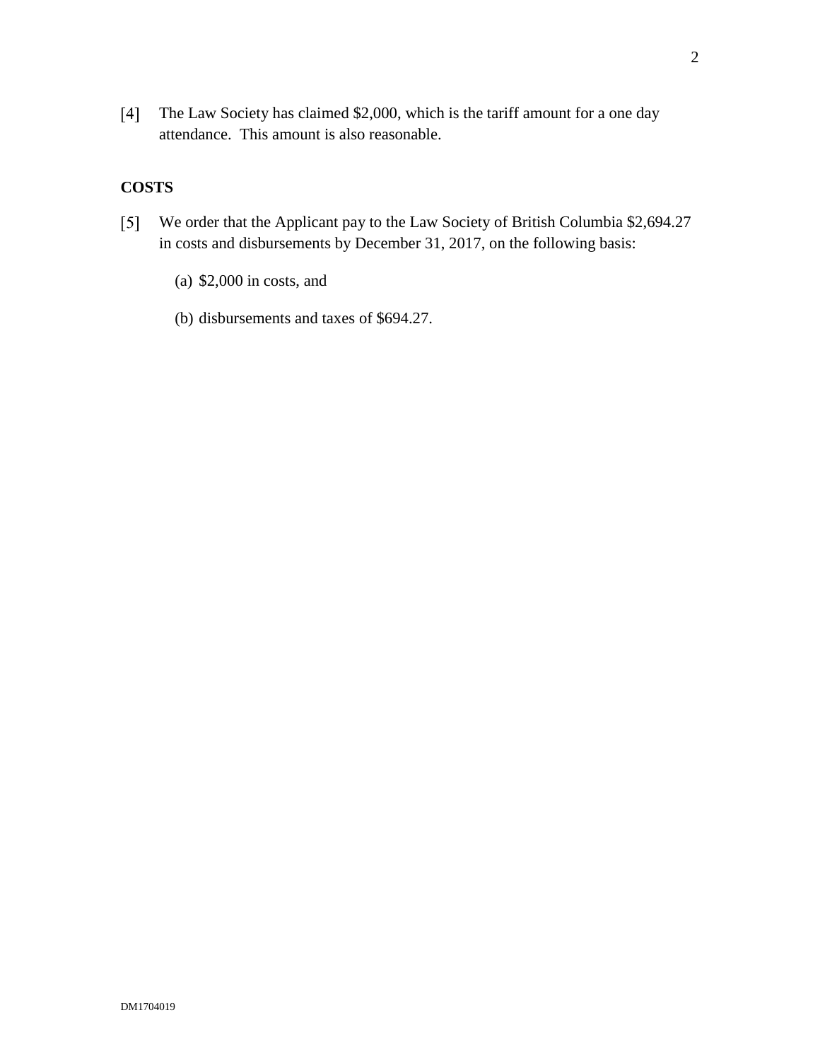[4] The Law Society has claimed $2,000, which is the tariff amount for a one day attendance. This amount is also reasonable.

## COSTS

[5] We order that the Applicant pay to the Law Society of British Columbia $2,694.27 in costs and disbursements by December 31, 2017, on the following basis:

(a) $2,000 in costs, and

(b) disbursements and taxes of $694.27.

DM1704019